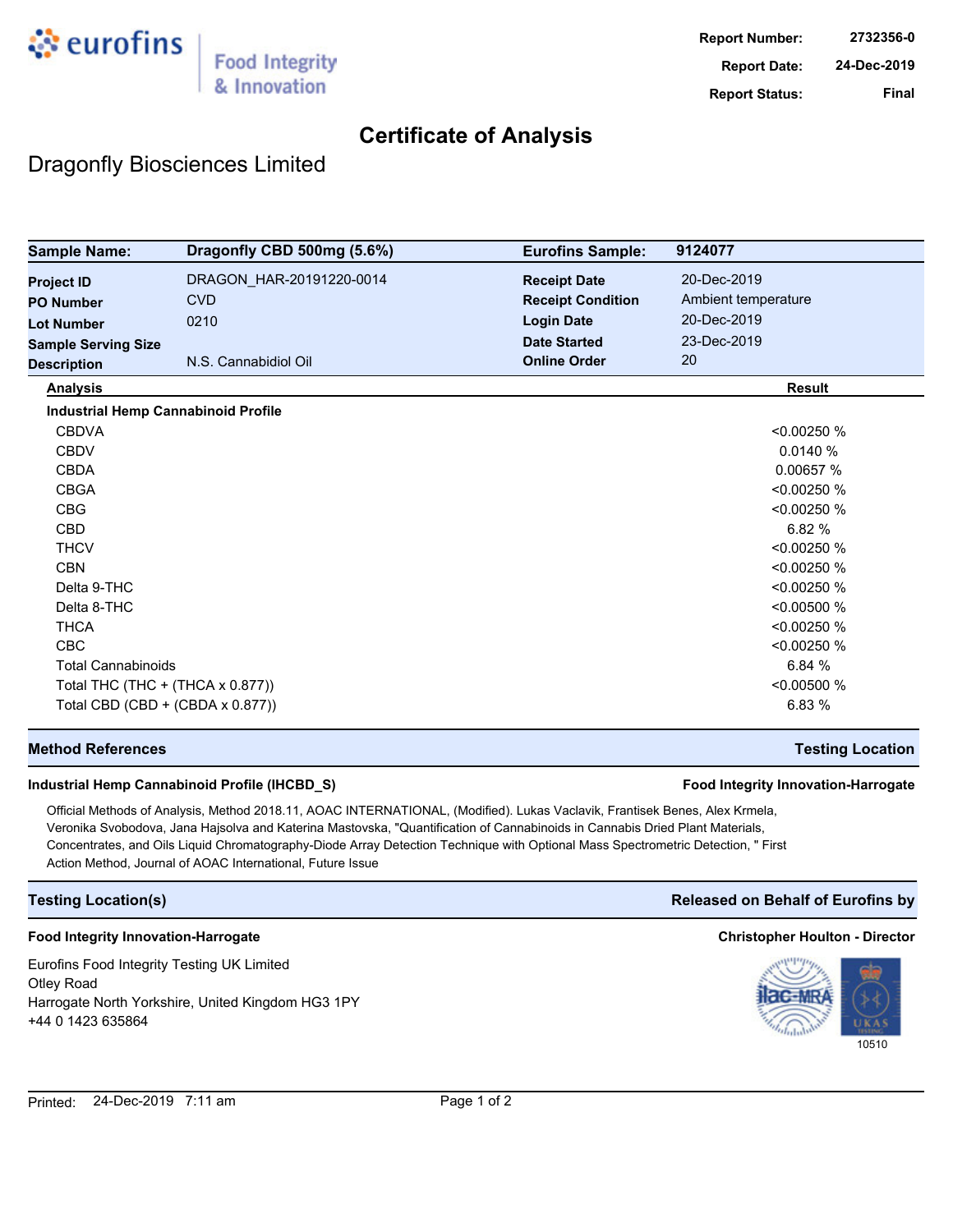eurofins | Food Integrity & Innovation

| | |
|---|---|
| **Report Number:** | 2732356-0 |
| **Report Date:** | 24-Dec-2019 |
| **Report Status:** | Final |

# Certificate of Analysis

## Dragonfly Biosciences Limited

| | | | |
|---|---|---|---|
| **Sample Name:** | **Dragonfly CBD 500mg (5.6%)** | **Eurofins Sample:** | **9124077** |
| **Project ID** | DRAGON_HAR-20191220-0014 | **Receipt Date** | 20-Dec-2019 |
| **PO Number** | CVD | **Receipt Condition** | Ambient temperature |
| **Lot Number** | 0210 | **Login Date** | 20-Dec-2019 |
| **Sample Serving Size** | | **Date Started** | 23-Dec-2019 |
| **Description** | N.S. Cannabidiol Oil | **Online Order** | 20 |

| Analysis | Result |
|---|---|
| **Industrial Hemp Cannabinoid Profile** | |
| CBDVA | <0.00250 % |
| CBDV | 0.0140 % |
| CBDA | 0.00657 % |
| CBGA | <0.00250 % |
| CBG | <0.00250 % |
| CBD | 6.82 % |
| THCV | <0.00250 % |
| CBN | <0.00250 % |
| Delta 9-THC | <0.00250 % |
| Delta 8-THC | <0.00500 % |
| THCA | <0.00250 % |
| CBC | <0.00250 % |
| Total Cannabinoids | 6.84 % |
| Total THC (THC + (THCA x 0.877)) | <0.00500 % |
| Total CBD (CBD + (CBDA x 0.877)) | 6.83 % |

### Method References — Testing Location

**Industrial Hemp Cannabinoid Profile (IHCBD_S)** — **Food Integrity Innovation-Harrogate**

Official Methods of Analysis, Method 2018.11, AOAC INTERNATIONAL, (Modified). Lukas Vaclavik, Frantisek Benes, Alex Krmela, Veronika Svobodova, Jana Hajsolva and Katerina Mastovska, "Quantification of Cannabinoids in Cannabis Dried Plant Materials, Concentrates, and Oils Liquid Chromatography-Diode Array Detection Technique with Optional Mass Spectrometric Detection, " First Action Method, Journal of AOAC International, Future Issue

### Testing Location(s) — Released on Behalf of Eurofins by

**Food Integrity Innovation-Harrogate** — **Christopher Houlton - Director**

Eurofins Food Integrity Testing UK Limited
Otley Road
Harrogate North Yorkshire, United Kingdom HG3 1PY
+44 0 1423 635864

ilac-MRA | UKAS TESTING 10510

Printed: 24-Dec-2019 7:11 am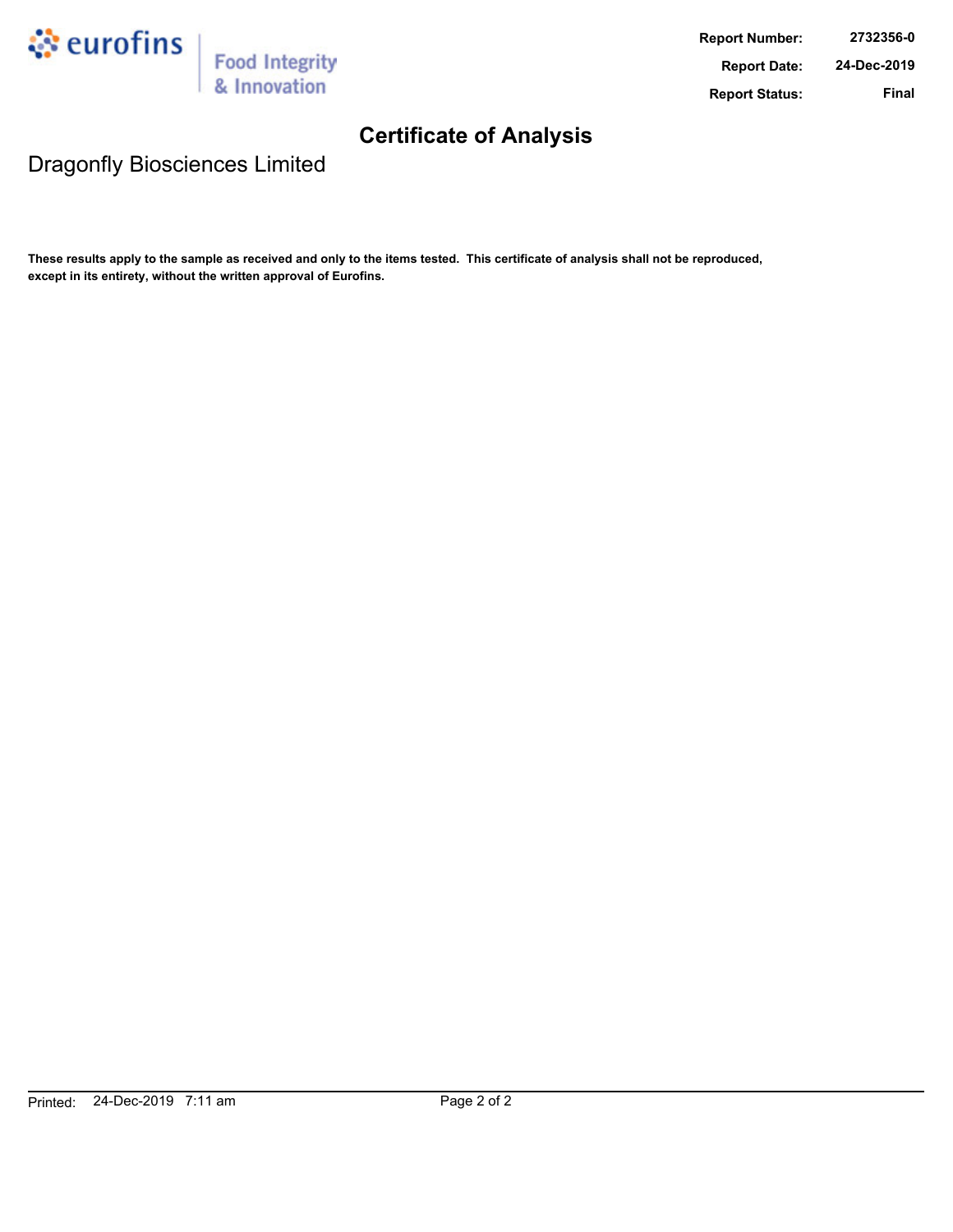| | |
|---|---|
| **Report Number:** | **2732356-0** |
| **Report Date:** | **24-Dec-2019** |
| **Report Status:** | **Final** |

# Certificate of Analysis

Dragonfly Biosciences Limited

**These results apply to the sample as received and only to the items tested. This certificate of analysis shall not be reproduced, except in its entirety, without the written approval of Eurofins.**

Printed: 24-Dec-2019 7:11 am